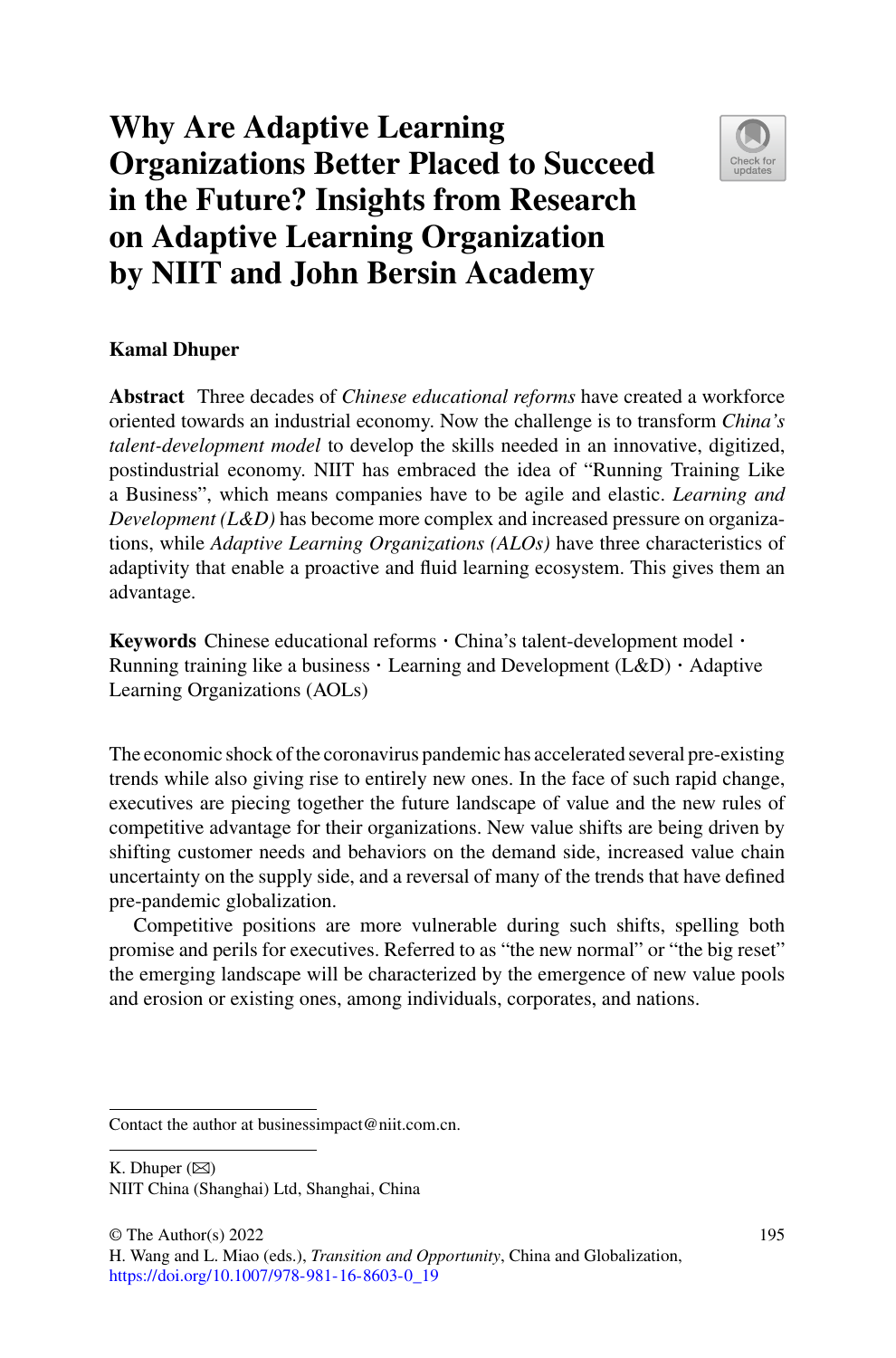# Why Are Adaptive Learning Organizations Better Placed to Succeed in the Future? Insights from Research on Adaptive Learning Organization by NIIT and John Bersin Academy

**Kamal Dhuper**

**Abstract** Three decades of *Chinese educational reforms* have created a workforce oriented towards an industrial economy. Now the challenge is to transform *China's talent-development model* to develop the skills needed in an innovative, digitized, postindustrial economy. NIIT has embraced the idea of "Running Training Like a Business", which means companies have to be agile and elastic. *Learning and Development (L&D)* has become more complex and increased pressure on organizations, while *Adaptive Learning Organizations (ALOs)* have three characteristics of adaptivity that enable a proactive and fluid learning ecosystem. This gives them an advantage.

**Keywords** Chinese educational reforms · China's talent-development model · Running training like a business · Learning and Development (L&D) · Adaptive Learning Organizations (AOLs)

The economic shock of the coronavirus pandemic has accelerated several pre-existing trends while also giving rise to entirely new ones. In the face of such rapid change, executives are piecing together the future landscape of value and the new rules of competitive advantage for their organizations. New value shifts are being driven by shifting customer needs and behaviors on the demand side, increased value chain uncertainty on the supply side, and a reversal of many of the trends that have defined pre-pandemic globalization.

Competitive positions are more vulnerable during such shifts, spelling both promise and perils for executives. Referred to as "the new normal" or "the big reset" the emerging landscape will be characterized by the emergence of new value pools and erosion or existing ones, among individuals, corporates, and nations.

Contact the author at businessimpact@niit.com.cn.

K. Dhuper (✉)
NIIT China (Shanghai) Ltd, Shanghai, China

© The Author(s) 2022
H. Wang and L. Miao (eds.), *Transition and Opportunity*, China and Globalization,
https://doi.org/10.1007/978-981-16-8603-0_19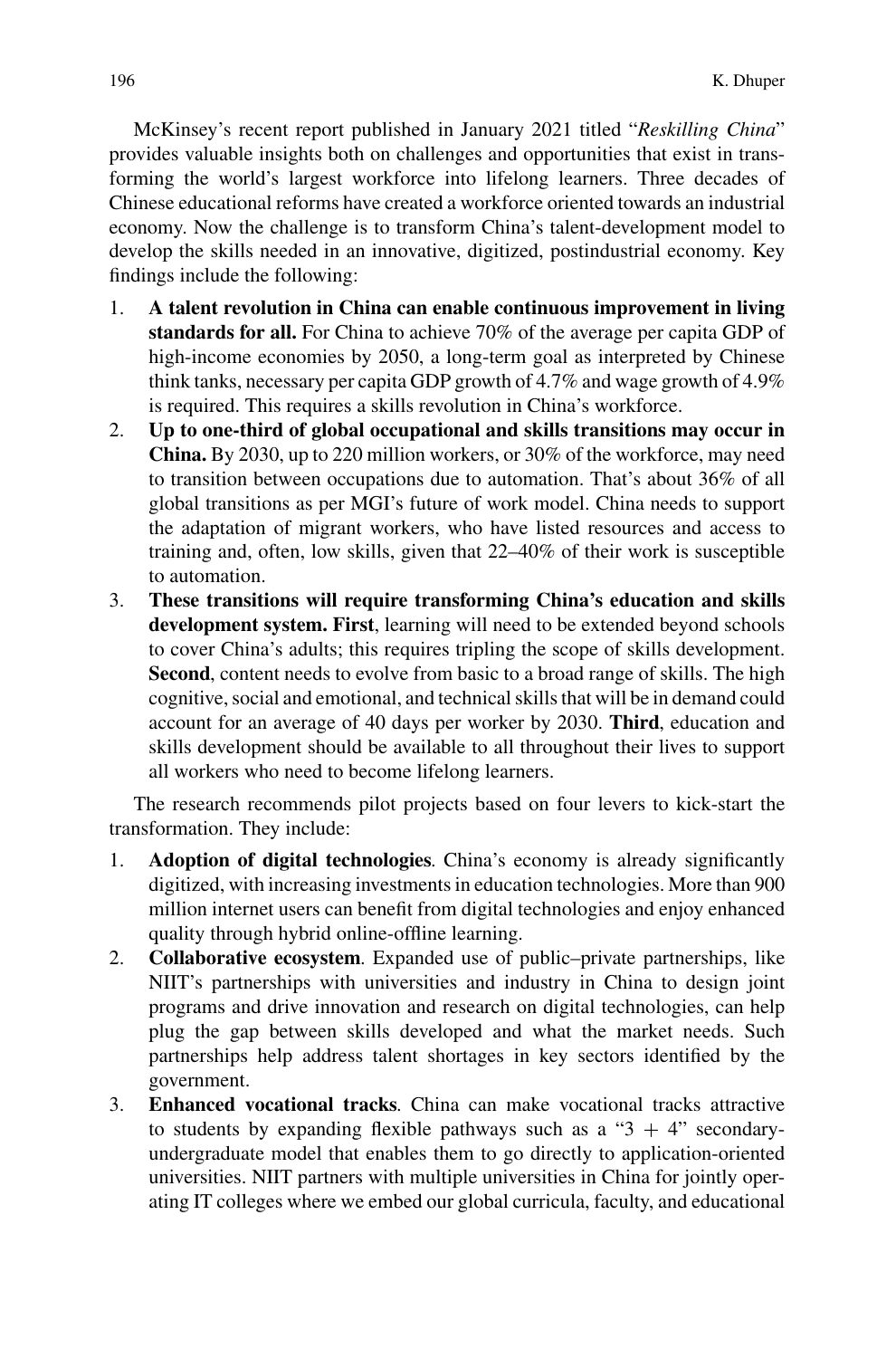McKinsey's recent report published in January 2021 titled "*Reskilling China*" provides valuable insights both on challenges and opportunities that exist in transforming the world's largest workforce into lifelong learners. Three decades of Chinese educational reforms have created a workforce oriented towards an industrial economy. Now the challenge is to transform China's talent-development model to develop the skills needed in an innovative, digitized, postindustrial economy. Key findings include the following:

1. **A talent revolution in China can enable continuous improvement in living standards for all.** For China to achieve 70% of the average per capita GDP of high-income economies by 2050, a long-term goal as interpreted by Chinese think tanks, necessary per capita GDP growth of 4.7% and wage growth of 4.9% is required. This requires a skills revolution in China's workforce.
2. **Up to one-third of global occupational and skills transitions may occur in China.** By 2030, up to 220 million workers, or 30% of the workforce, may need to transition between occupations due to automation. That's about 36% of all global transitions as per MGI's future of work model. China needs to support the adaptation of migrant workers, who have listed resources and access to training and, often, low skills, given that 22–40% of their work is susceptible to automation.
3. **These transitions will require transforming China's education and skills development system. First**, learning will need to be extended beyond schools to cover China's adults; this requires tripling the scope of skills development. **Second**, content needs to evolve from basic to a broad range of skills. The high cognitive, social and emotional, and technical skills that will be in demand could account for an average of 40 days per worker by 2030. **Third**, education and skills development should be available to all throughout their lives to support all workers who need to become lifelong learners.

The research recommends pilot projects based on four levers to kick-start the transformation. They include:

1. **Adoption of digital technologies**. China's economy is already significantly digitized, with increasing investments in education technologies. More than 900 million internet users can benefit from digital technologies and enjoy enhanced quality through hybrid online-offline learning.
2. **Collaborative ecosystem**. Expanded use of public–private partnerships, like NIIT's partnerships with universities and industry in China to design joint programs and drive innovation and research on digital technologies, can help plug the gap between skills developed and what the market needs. Such partnerships help address talent shortages in key sectors identified by the government.
3. **Enhanced vocational tracks**. China can make vocational tracks attractive to students by expanding flexible pathways such as a "3 + 4" secondary-undergraduate model that enables them to go directly to application-oriented universities. NIIT partners with multiple universities in China for jointly operating IT colleges where we embed our global curricula, faculty, and educational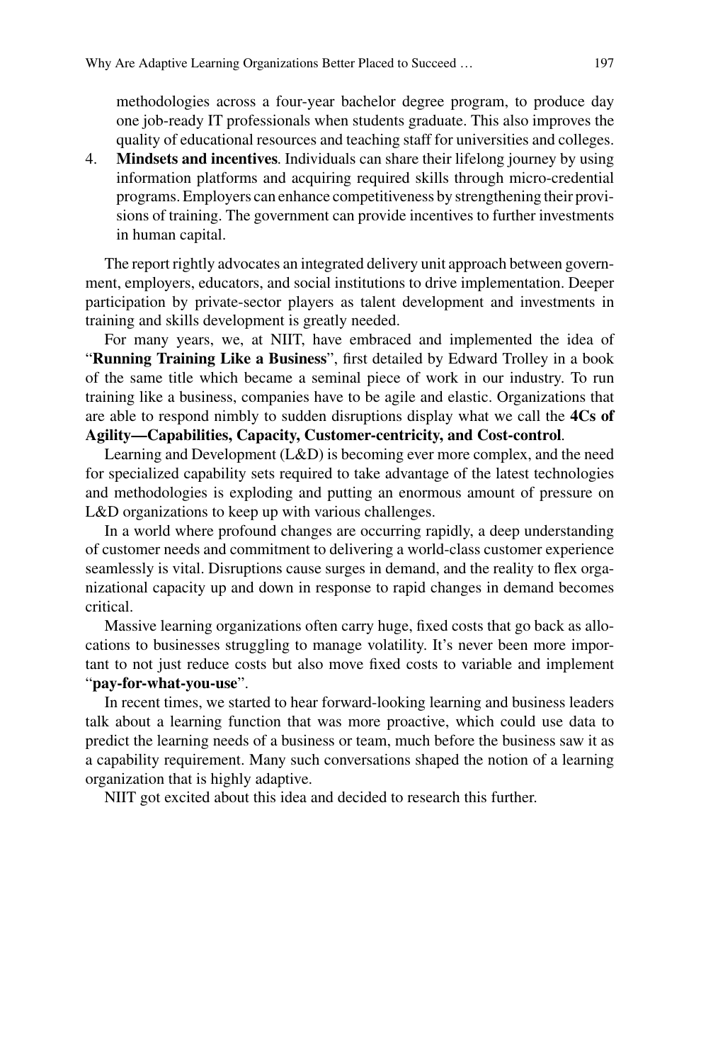methodologies across a four-year bachelor degree program, to produce day one job-ready IT professionals when students graduate. This also improves the quality of educational resources and teaching staff for universities and colleges.

4. **Mindsets and incentives**. Individuals can share their lifelong journey by using information platforms and acquiring required skills through micro-credential programs. Employers can enhance competitiveness by strengthening their provisions of training. The government can provide incentives to further investments in human capital.

The report rightly advocates an integrated delivery unit approach between government, employers, educators, and social institutions to drive implementation. Deeper participation by private-sector players as talent development and investments in training and skills development is greatly needed.

For many years, we, at NIIT, have embraced and implemented the idea of "**Running Training Like a Business**", first detailed by Edward Trolley in a book of the same title which became a seminal piece of work in our industry. To run training like a business, companies have to be agile and elastic. Organizations that are able to respond nimbly to sudden disruptions display what we call the **4Cs of Agility—Capabilities, Capacity, Customer-centricity, and Cost-control**.

Learning and Development (L&D) is becoming ever more complex, and the need for specialized capability sets required to take advantage of the latest technologies and methodologies is exploding and putting an enormous amount of pressure on L&D organizations to keep up with various challenges.

In a world where profound changes are occurring rapidly, a deep understanding of customer needs and commitment to delivering a world-class customer experience seamlessly is vital. Disruptions cause surges in demand, and the reality to flex organizational capacity up and down in response to rapid changes in demand becomes critical.

Massive learning organizations often carry huge, fixed costs that go back as allocations to businesses struggling to manage volatility. It's never been more important to not just reduce costs but also move fixed costs to variable and implement "**pay-for-what-you-use**".

In recent times, we started to hear forward-looking learning and business leaders talk about a learning function that was more proactive, which could use data to predict the learning needs of a business or team, much before the business saw it as a capability requirement. Many such conversations shaped the notion of a learning organization that is highly adaptive.

NIIT got excited about this idea and decided to research this further.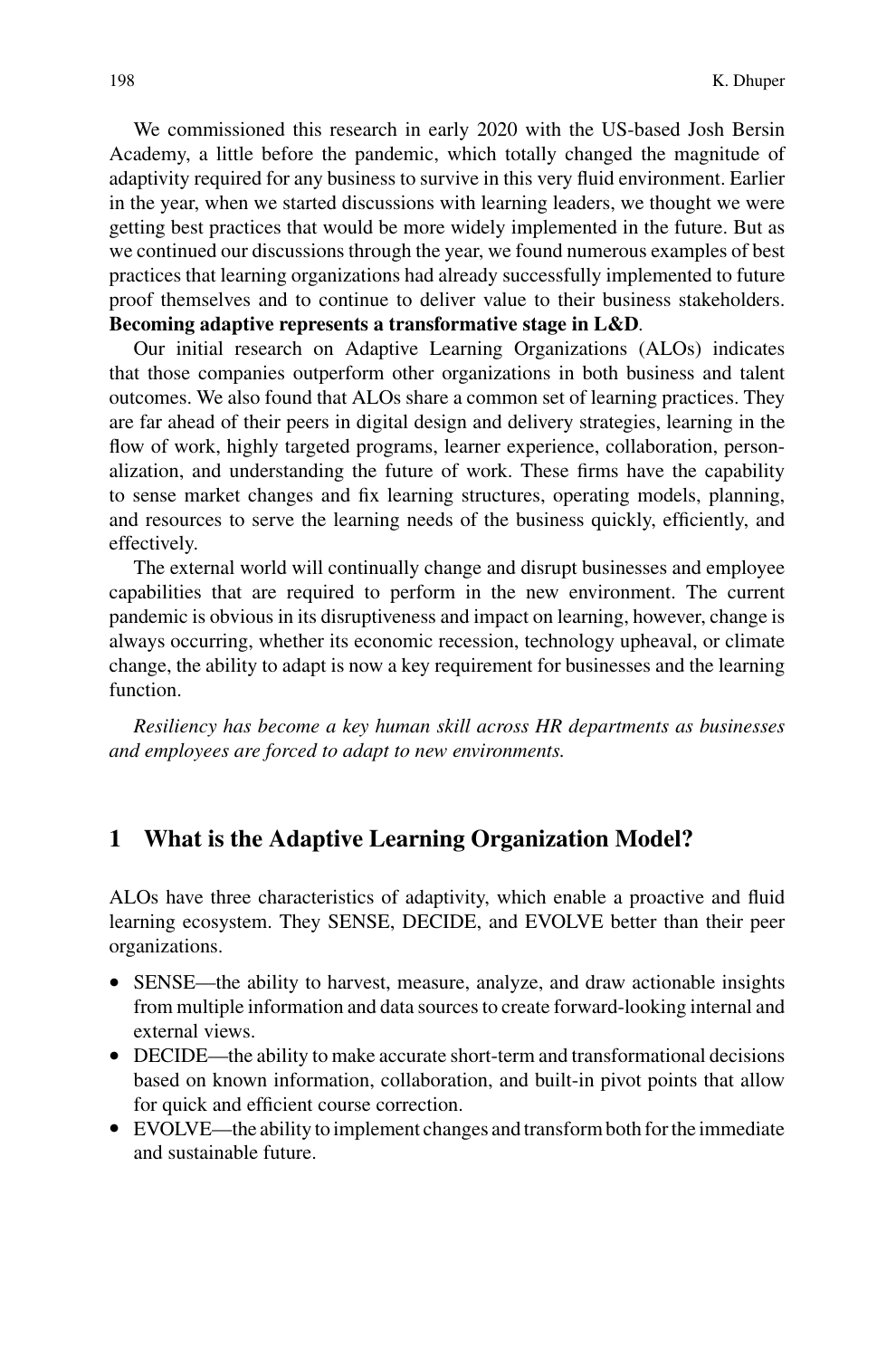We commissioned this research in early 2020 with the US-based Josh Bersin Academy, a little before the pandemic, which totally changed the magnitude of adaptivity required for any business to survive in this very fluid environment. Earlier in the year, when we started discussions with learning leaders, we thought we were getting best practices that would be more widely implemented in the future. But as we continued our discussions through the year, we found numerous examples of best practices that learning organizations had already successfully implemented to future proof themselves and to continue to deliver value to their business stakeholders. **Becoming adaptive represents a transformative stage in L&D**.

Our initial research on Adaptive Learning Organizations (ALOs) indicates that those companies outperform other organizations in both business and talent outcomes. We also found that ALOs share a common set of learning practices. They are far ahead of their peers in digital design and delivery strategies, learning in the flow of work, highly targeted programs, learner experience, collaboration, personalization, and understanding the future of work. These firms have the capability to sense market changes and fix learning structures, operating models, planning, and resources to serve the learning needs of the business quickly, efficiently, and effectively.

The external world will continually change and disrupt businesses and employee capabilities that are required to perform in the new environment. The current pandemic is obvious in its disruptiveness and impact on learning, however, change is always occurring, whether its economic recession, technology upheaval, or climate change, the ability to adapt is now a key requirement for businesses and the learning function.

*Resiliency has become a key human skill across HR departments as businesses and employees are forced to adapt to new environments.*

## 1 What is the Adaptive Learning Organization Model?

ALOs have three characteristics of adaptivity, which enable a proactive and fluid learning ecosystem. They SENSE, DECIDE, and EVOLVE better than their peer organizations.

- SENSE—the ability to harvest, measure, analyze, and draw actionable insights from multiple information and data sources to create forward-looking internal and external views.
- DECIDE—the ability to make accurate short-term and transformational decisions based on known information, collaboration, and built-in pivot points that allow for quick and efficient course correction.
- EVOLVE—the ability to implement changes and transform both for the immediate and sustainable future.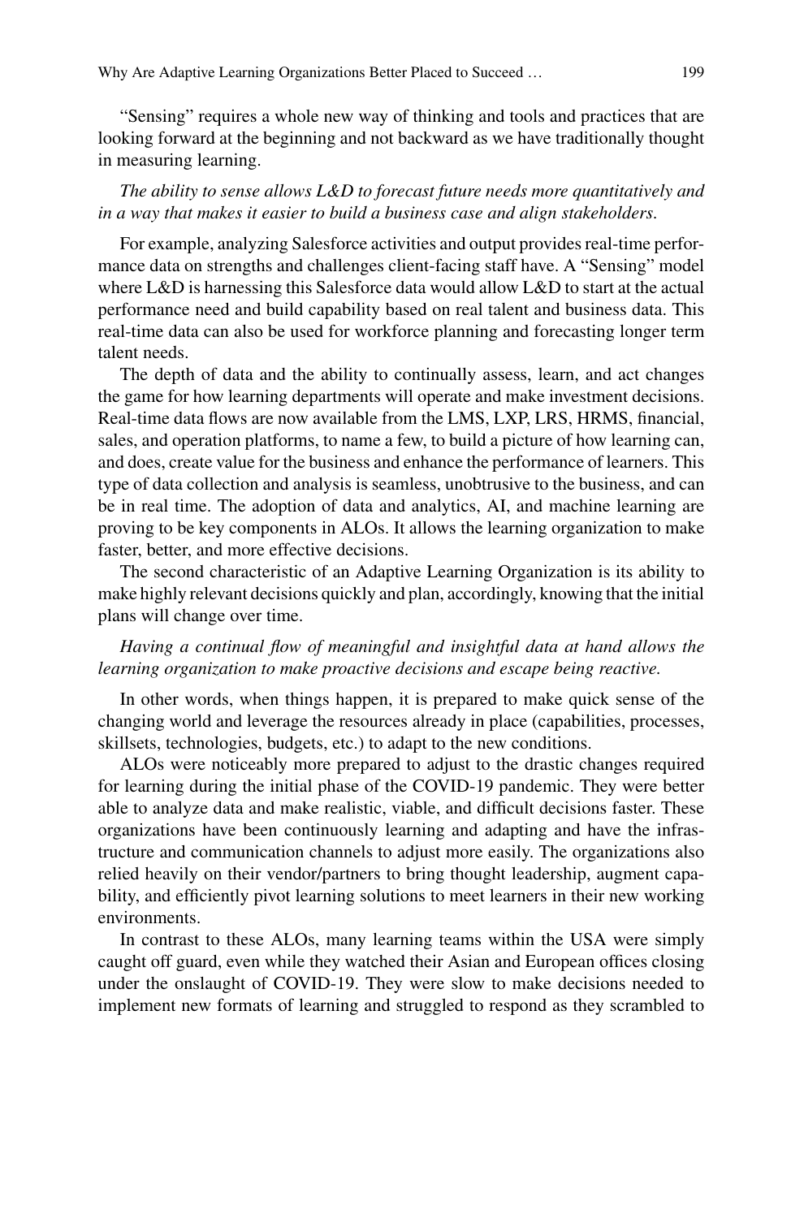"Sensing" requires a whole new way of thinking and tools and practices that are looking forward at the beginning and not backward as we have traditionally thought in measuring learning.

*The ability to sense allows L&D to forecast future needs more quantitatively and in a way that makes it easier to build a business case and align stakeholders.*

For example, analyzing Salesforce activities and output provides real-time performance data on strengths and challenges client-facing staff have. A "Sensing" model where L&D is harnessing this Salesforce data would allow L&D to start at the actual performance need and build capability based on real talent and business data. This real-time data can also be used for workforce planning and forecasting longer term talent needs.

The depth of data and the ability to continually assess, learn, and act changes the game for how learning departments will operate and make investment decisions. Real-time data flows are now available from the LMS, LXP, LRS, HRMS, financial, sales, and operation platforms, to name a few, to build a picture of how learning can, and does, create value for the business and enhance the performance of learners. This type of data collection and analysis is seamless, unobtrusive to the business, and can be in real time. The adoption of data and analytics, AI, and machine learning are proving to be key components in ALOs. It allows the learning organization to make faster, better, and more effective decisions.

The second characteristic of an Adaptive Learning Organization is its ability to make highly relevant decisions quickly and plan, accordingly, knowing that the initial plans will change over time.

*Having a continual flow of meaningful and insightful data at hand allows the learning organization to make proactive decisions and escape being reactive.*

In other words, when things happen, it is prepared to make quick sense of the changing world and leverage the resources already in place (capabilities, processes, skillsets, technologies, budgets, etc.) to adapt to the new conditions.

ALOs were noticeably more prepared to adjust to the drastic changes required for learning during the initial phase of the COVID-19 pandemic. They were better able to analyze data and make realistic, viable, and difficult decisions faster. These organizations have been continuously learning and adapting and have the infrastructure and communication channels to adjust more easily. The organizations also relied heavily on their vendor/partners to bring thought leadership, augment capability, and efficiently pivot learning solutions to meet learners in their new working environments.

In contrast to these ALOs, many learning teams within the USA were simply caught off guard, even while they watched their Asian and European offices closing under the onslaught of COVID-19. They were slow to make decisions needed to implement new formats of learning and struggled to respond as they scrambled to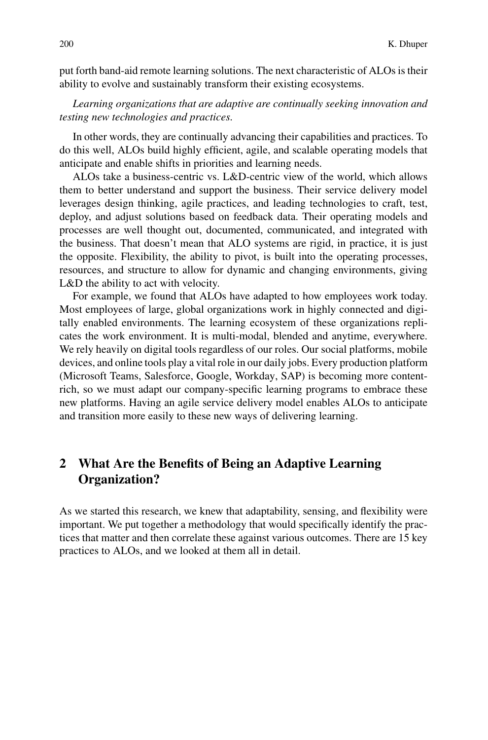put forth band-aid remote learning solutions. The next characteristic of ALOs is their ability to evolve and sustainably transform their existing ecosystems.

*Learning organizations that are adaptive are continually seeking innovation and testing new technologies and practices.*

In other words, they are continually advancing their capabilities and practices. To do this well, ALOs build highly efficient, agile, and scalable operating models that anticipate and enable shifts in priorities and learning needs.

ALOs take a business-centric vs. L&D-centric view of the world, which allows them to better understand and support the business. Their service delivery model leverages design thinking, agile practices, and leading technologies to craft, test, deploy, and adjust solutions based on feedback data. Their operating models and processes are well thought out, documented, communicated, and integrated with the business. That doesn't mean that ALO systems are rigid, in practice, it is just the opposite. Flexibility, the ability to pivot, is built into the operating processes, resources, and structure to allow for dynamic and changing environments, giving L&D the ability to act with velocity.

For example, we found that ALOs have adapted to how employees work today. Most employees of large, global organizations work in highly connected and digitally enabled environments. The learning ecosystem of these organizations replicates the work environment. It is multi-modal, blended and anytime, everywhere. We rely heavily on digital tools regardless of our roles. Our social platforms, mobile devices, and online tools play a vital role in our daily jobs. Every production platform (Microsoft Teams, Salesforce, Google, Workday, SAP) is becoming more content-rich, so we must adapt our company-specific learning programs to embrace these new platforms. Having an agile service delivery model enables ALOs to anticipate and transition more easily to these new ways of delivering learning.

## 2 What Are the Benefits of Being an Adaptive Learning Organization?

As we started this research, we knew that adaptability, sensing, and flexibility were important. We put together a methodology that would specifically identify the practices that matter and then correlate these against various outcomes. There are 15 key practices to ALOs, and we looked at them all in detail.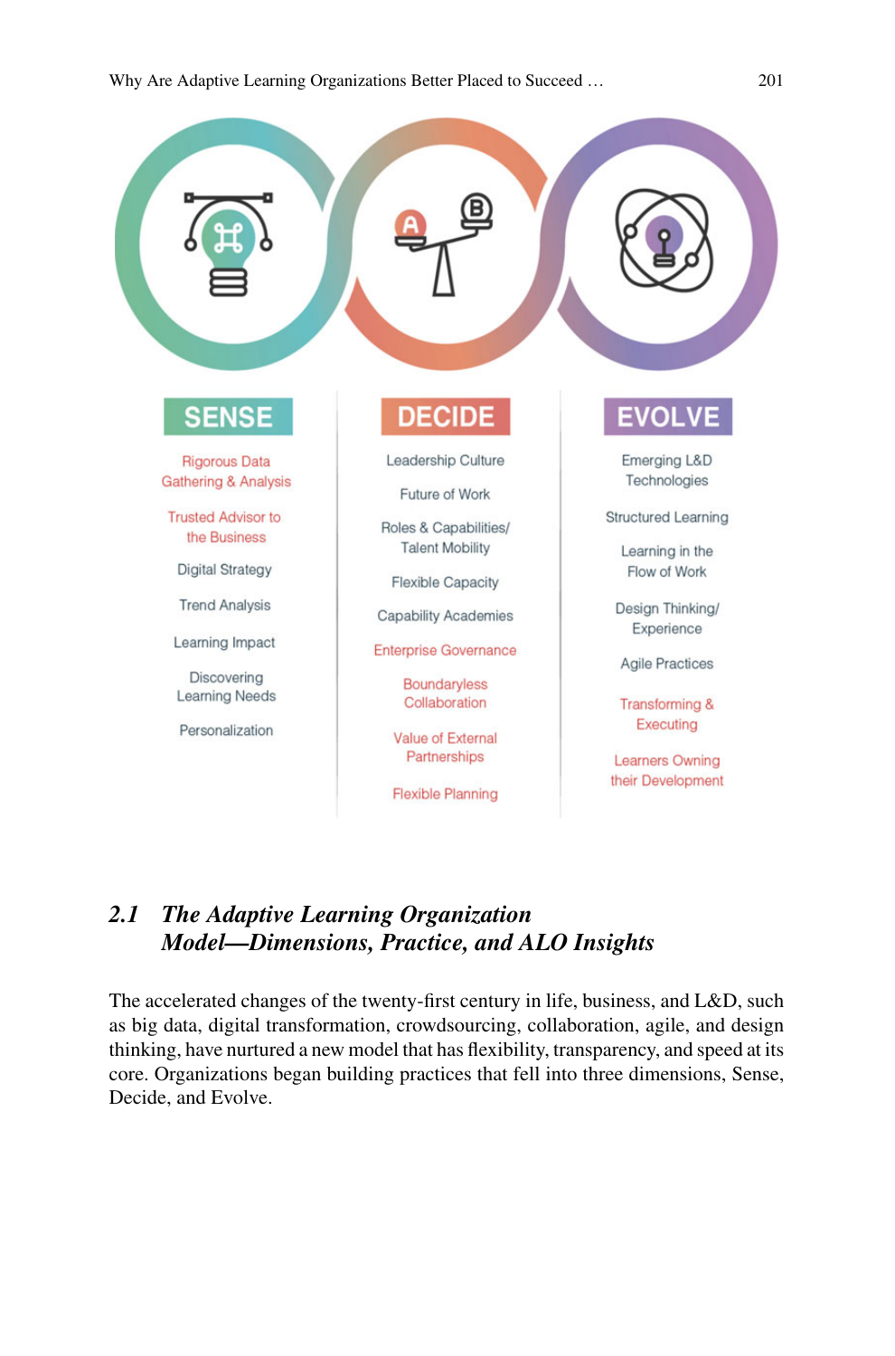| SENSE | DECIDE | EVOLVE |
|---|---|---|
| Rigorous Data Gathering & Analysis | Leadership Culture | Emerging L&D Technologies |
| Trusted Advisor to the Business | Future of Work | Structured Learning |
| Digital Strategy | Roles & Capabilities/ Talent Mobility | Learning in the Flow of Work |
| Trend Analysis | Flexible Capacity | Design Thinking/ Experience |
| Learning Impact | Capability Academies | Agile Practices |
| Discovering Learning Needs | Enterprise Governance | Transforming & Executing |
| Personalization | Boundaryless Collaboration | Learners Owning their Development |
| | Value of External Partnerships | |
| | Flexible Planning | |

## 2.1 The Adaptive Learning Organization Model—Dimensions, Practice, and ALO Insights

The accelerated changes of the twenty-first century in life, business, and L&D, such as big data, digital transformation, crowdsourcing, collaboration, agile, and design thinking, have nurtured a new model that has flexibility, transparency, and speed at its core. Organizations began building practices that fell into three dimensions, Sense, Decide, and Evolve.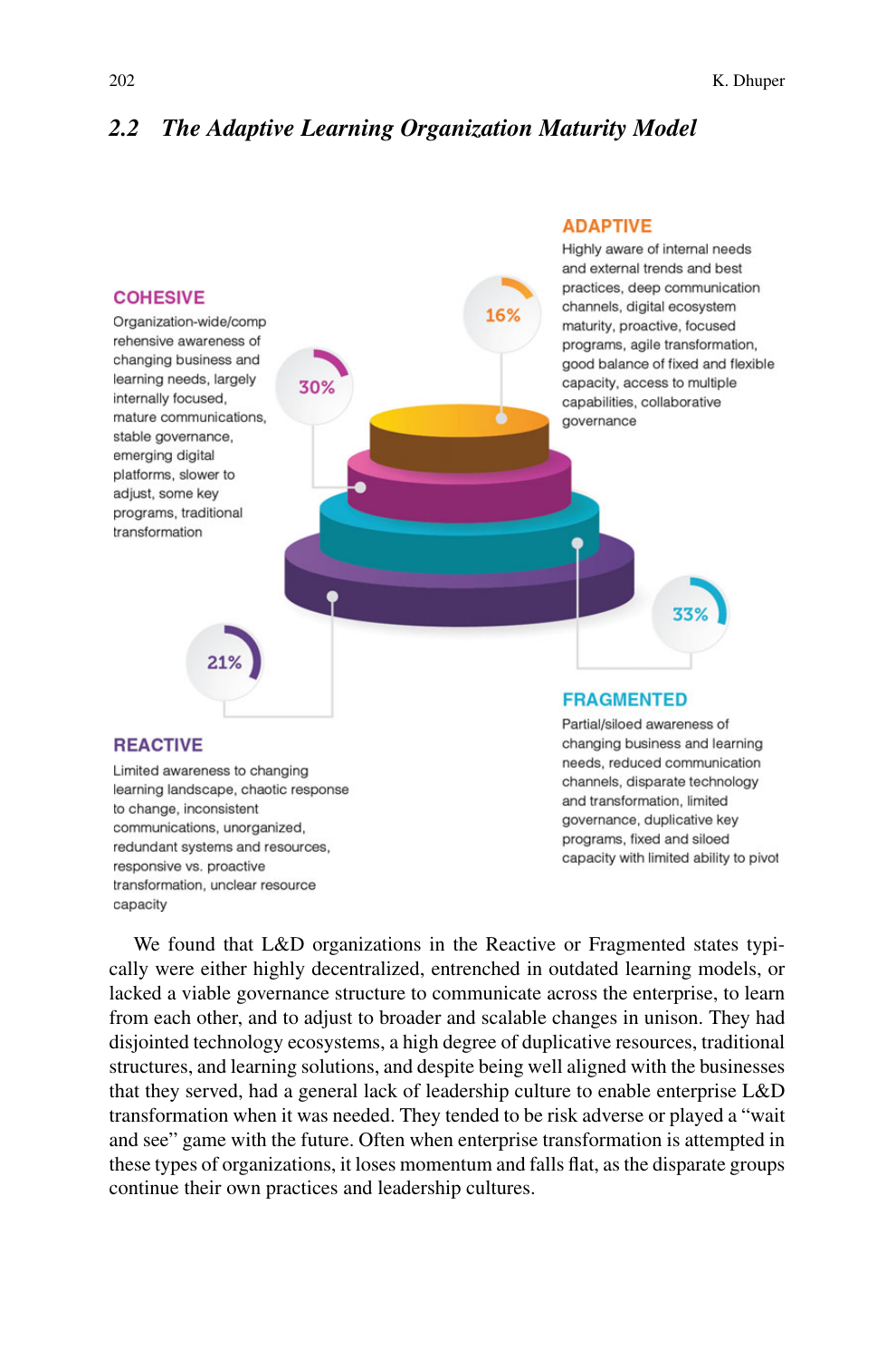## 2.2 The Adaptive Learning Organization Maturity Model

**ADAPTIVE**

16%

Highly aware of internal needs and external trends and best practices, deep communication channels, digital ecosystem maturity, proactive, focused programs, agile transformation, good balance of fixed and flexible capacity, access to multiple capabilities, collaborative governance

**COHESIVE**

30%

Organization-wide/comprehensive awareness of changing business and learning needs, largely internally focused, mature communications, stable governance, emerging digital platforms, slower to adjust, some key programs, traditional transformation

**FRAGMENTED**

33%

Partial/siloed awareness of changing business and learning needs, reduced communication channels, disparate technology and transformation, limited governance, duplicative key programs, fixed and siloed capacity with limited ability to pivot

**REACTIVE**

21%

Limited awareness to changing learning landscape, chaotic response to change, inconsistent communications, unorganized, redundant systems and resources, responsive vs. proactive transformation, unclear resource capacity

We found that L&D organizations in the Reactive or Fragmented states typically were either highly decentralized, entrenched in outdated learning models, or lacked a viable governance structure to communicate across the enterprise, to learn from each other, and to adjust to broader and scalable changes in unison. They had disjointed technology ecosystems, a high degree of duplicative resources, traditional structures, and learning solutions, and despite being well aligned with the businesses that they served, had a general lack of leadership culture to enable enterprise L&D transformation when it was needed. They tended to be risk adverse or played a "wait and see" game with the future. Often when enterprise transformation is attempted in these types of organizations, it loses momentum and falls flat, as the disparate groups continue their own practices and leadership cultures.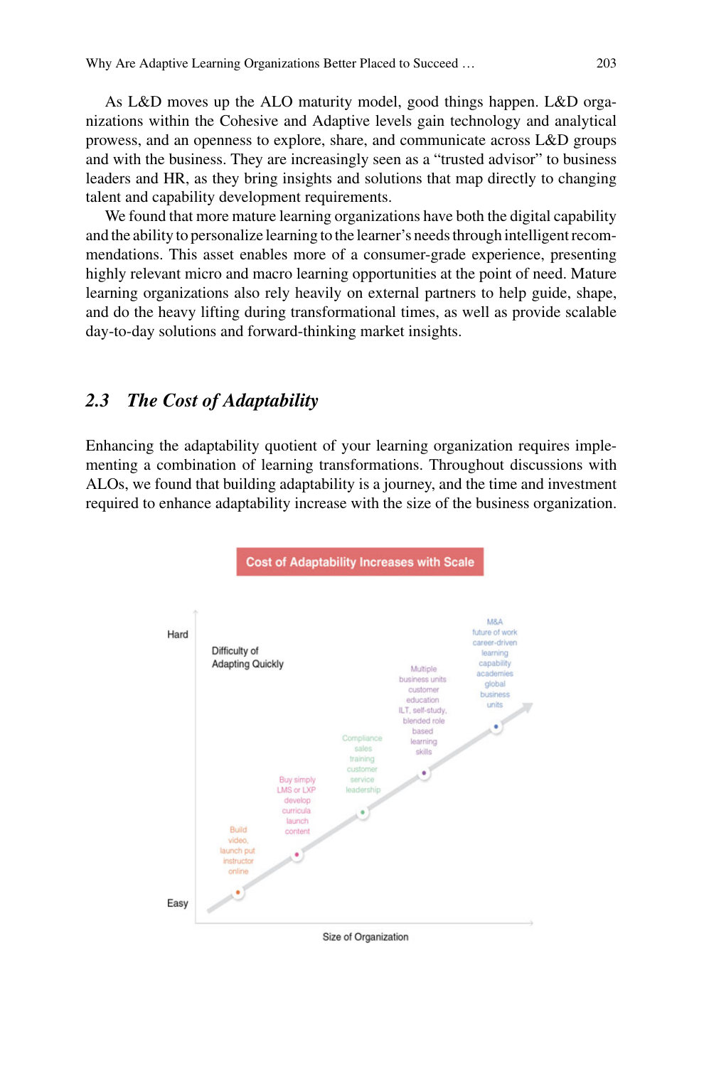As L&D moves up the ALO maturity model, good things happen. L&D organizations within the Cohesive and Adaptive levels gain technology and analytical prowess, and an openness to explore, share, and communicate across L&D groups and with the business. They are increasingly seen as a "trusted advisor" to business leaders and HR, as they bring insights and solutions that map directly to changing talent and capability development requirements.

We found that more mature learning organizations have both the digital capability and the ability to personalize learning to the learner's needs through intelligent recommendations. This asset enables more of a consumer-grade experience, presenting highly relevant micro and macro learning opportunities at the point of need. Mature learning organizations also rely heavily on external partners to help guide, shape, and do the heavy lifting during transformational times, as well as provide scalable day-to-day solutions and forward-thinking market insights.

## 2.3 The Cost of Adaptability

Enhancing the adaptability quotient of your learning organization requires implementing a combination of learning transformations. Throughout discussions with ALOs, we found that building adaptability is a journey, and the time and investment required to enhance adaptability increase with the size of the business organization.

**Cost of Adaptability Increases with Scale**

Difficulty of Adapting Quickly (Easy → Hard) vs. Size of Organization:

- Build video, launch put instructor online
- Buy simply LMS or LXP develop curricula launch content
- Compliance sales training customer service leadership
- Multiple business units customer education ILT, self-study, blended role based learning skills
- M&A future of work career-driven learning capability academies global business units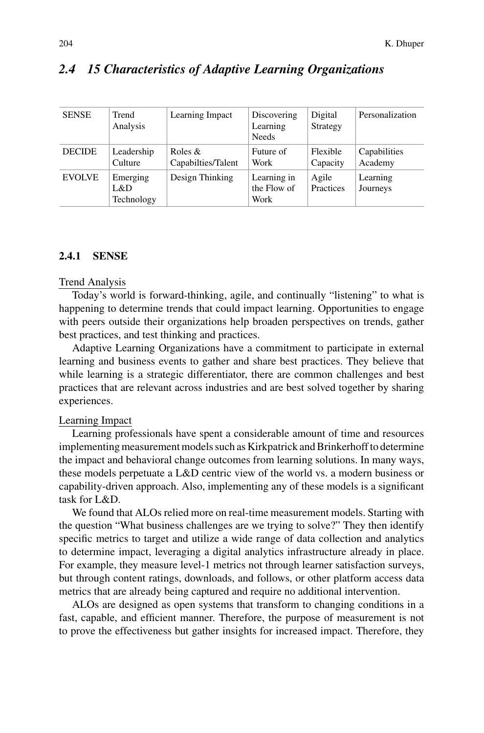## 2.4 15 Characteristics of Adaptive Learning Organizations

| | | | | | |
|---|---|---|---|---|---|
| SENSE | Trend Analysis | Learning Impact | Discovering Learning Needs | Digital Strategy | Personalization |
| DECIDE | Leadership Culture | Roles & Capabilties/Talent | Future of Work | Flexible Capacity | Capabilities Academy |
| EVOLVE | Emerging L&D Technology | Design Thinking | Learning in the Flow of Work | Agile Practices | Learning Journeys |

### 2.4.1 SENSE

Trend Analysis

Today's world is forward-thinking, agile, and continually "listening" to what is happening to determine trends that could impact learning. Opportunities to engage with peers outside their organizations help broaden perspectives on trends, gather best practices, and test thinking and practices.

Adaptive Learning Organizations have a commitment to participate in external learning and business events to gather and share best practices. They believe that while learning is a strategic differentiator, there are common challenges and best practices that are relevant across industries and are best solved together by sharing experiences.

Learning Impact

Learning professionals have spent a considerable amount of time and resources implementing measurement models such as Kirkpatrick and Brinkerhoff to determine the impact and behavioral change outcomes from learning solutions. In many ways, these models perpetuate a L&D centric view of the world vs. a modern business or capability-driven approach. Also, implementing any of these models is a significant task for L&D.

We found that ALOs relied more on real-time measurement models. Starting with the question "What business challenges are we trying to solve?" They then identify specific metrics to target and utilize a wide range of data collection and analytics to determine impact, leveraging a digital analytics infrastructure already in place. For example, they measure level-1 metrics not through learner satisfaction surveys, but through content ratings, downloads, and follows, or other platform access data metrics that are already being captured and require no additional intervention.

ALOs are designed as open systems that transform to changing conditions in a fast, capable, and efficient manner. Therefore, the purpose of measurement is not to prove the effectiveness but gather insights for increased impact. Therefore, they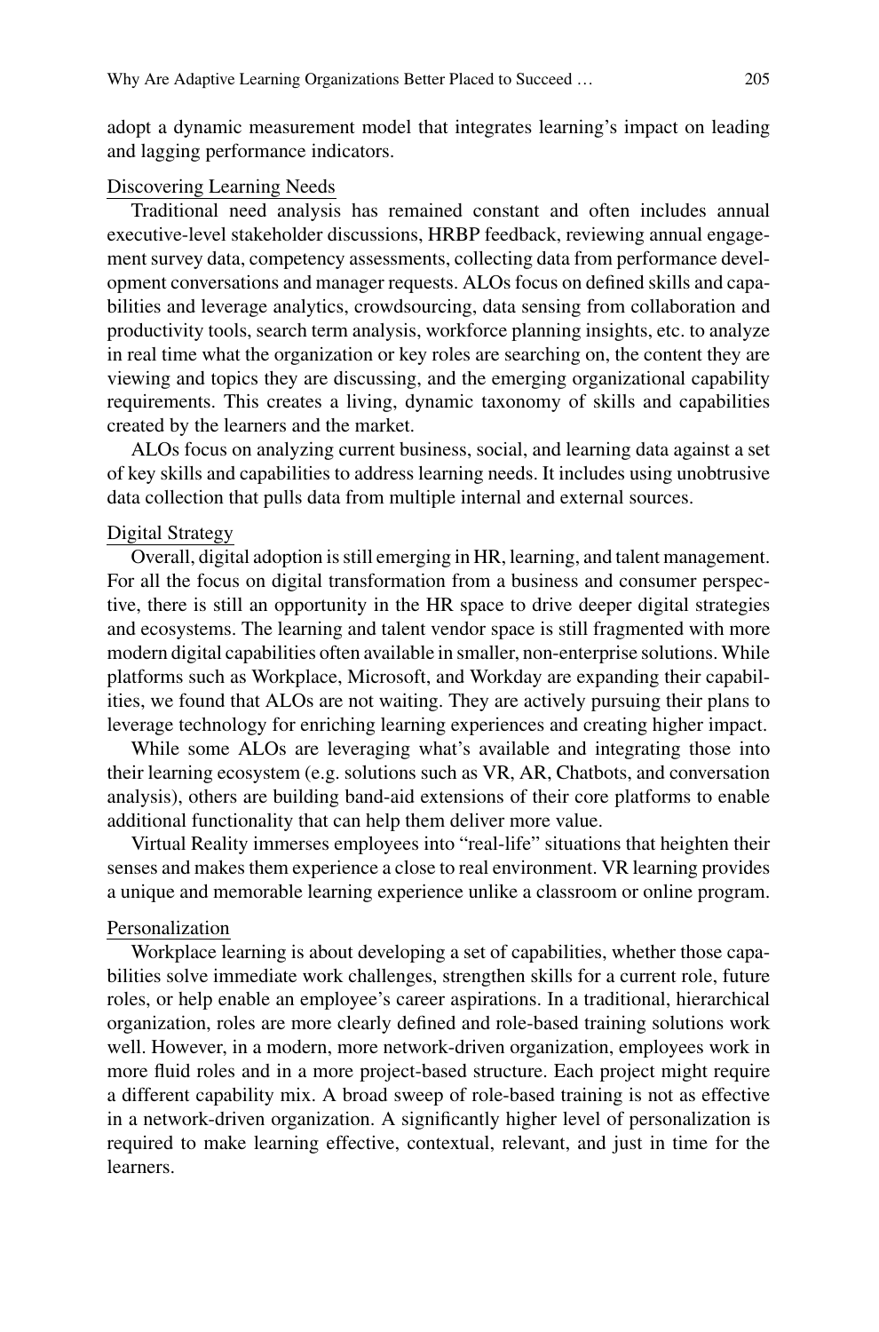adopt a dynamic measurement model that integrates learning's impact on leading and lagging performance indicators.

<u>Discovering Learning Needs</u>

Traditional need analysis has remained constant and often includes annual executive-level stakeholder discussions, HRBP feedback, reviewing annual engagement survey data, competency assessments, collecting data from performance development conversations and manager requests. ALOs focus on defined skills and capabilities and leverage analytics, crowdsourcing, data sensing from collaboration and productivity tools, search term analysis, workforce planning insights, etc. to analyze in real time what the organization or key roles are searching on, the content they are viewing and topics they are discussing, and the emerging organizational capability requirements. This creates a living, dynamic taxonomy of skills and capabilities created by the learners and the market.

ALOs focus on analyzing current business, social, and learning data against a set of key skills and capabilities to address learning needs. It includes using unobtrusive data collection that pulls data from multiple internal and external sources.

<u>Digital Strategy</u>

Overall, digital adoption is still emerging in HR, learning, and talent management. For all the focus on digital transformation from a business and consumer perspective, there is still an opportunity in the HR space to drive deeper digital strategies and ecosystems. The learning and talent vendor space is still fragmented with more modern digital capabilities often available in smaller, non-enterprise solutions. While platforms such as Workplace, Microsoft, and Workday are expanding their capabilities, we found that ALOs are not waiting. They are actively pursuing their plans to leverage technology for enriching learning experiences and creating higher impact.

While some ALOs are leveraging what's available and integrating those into their learning ecosystem (e.g. solutions such as VR, AR, Chatbots, and conversation analysis), others are building band-aid extensions of their core platforms to enable additional functionality that can help them deliver more value.

Virtual Reality immerses employees into "real-life" situations that heighten their senses and makes them experience a close to real environment. VR learning provides a unique and memorable learning experience unlike a classroom or online program.

<u>Personalization</u>

Workplace learning is about developing a set of capabilities, whether those capabilities solve immediate work challenges, strengthen skills for a current role, future roles, or help enable an employee's career aspirations. In a traditional, hierarchical organization, roles are more clearly defined and role-based training solutions work well. However, in a modern, more network-driven organization, employees work in more fluid roles and in a more project-based structure. Each project might require a different capability mix. A broad sweep of role-based training is not as effective in a network-driven organization. A significantly higher level of personalization is required to make learning effective, contextual, relevant, and just in time for the learners.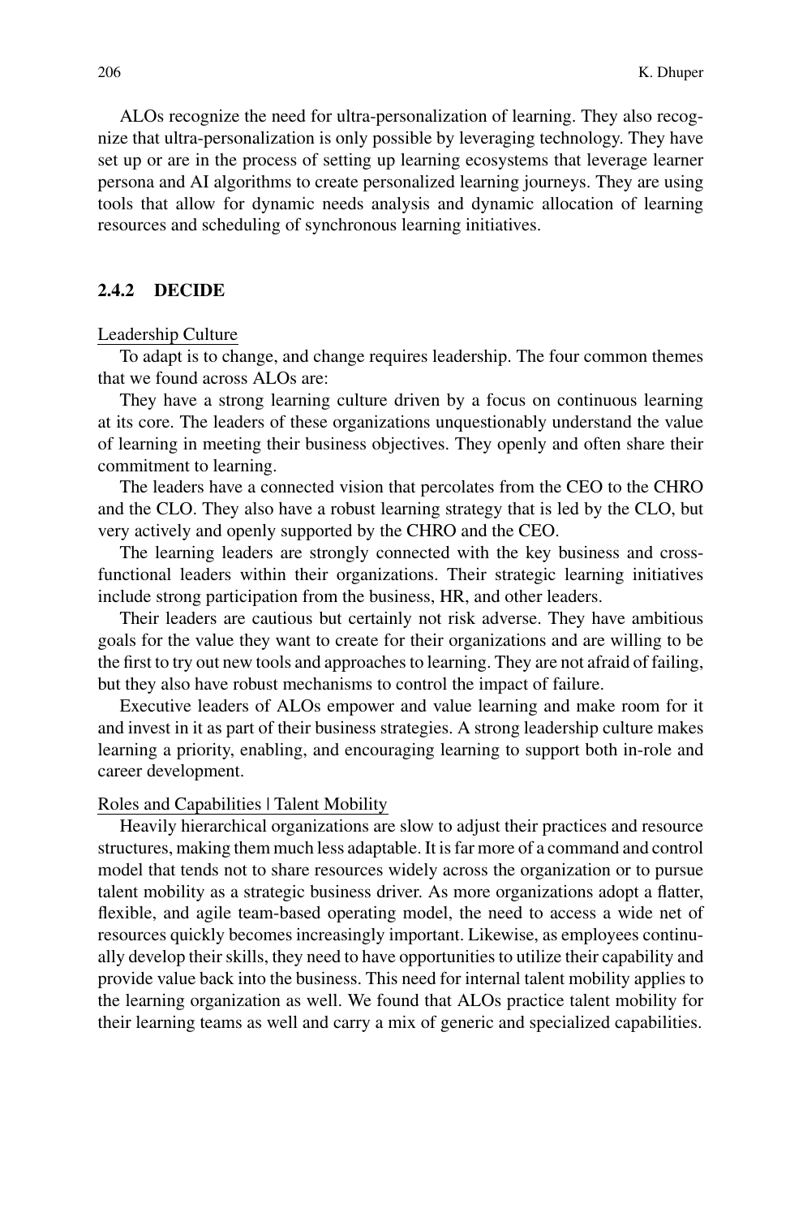ALOs recognize the need for ultra-personalization of learning. They also recognize that ultra-personalization is only possible by leveraging technology. They have set up or are in the process of setting up learning ecosystems that leverage learner persona and AI algorithms to create personalized learning journeys. They are using tools that allow for dynamic needs analysis and dynamic allocation of learning resources and scheduling of synchronous learning initiatives.

### 2.4.2 DECIDE

Leadership Culture

To adapt is to change, and change requires leadership. The four common themes that we found across ALOs are:

They have a strong learning culture driven by a focus on continuous learning at its core. The leaders of these organizations unquestionably understand the value of learning in meeting their business objectives. They openly and often share their commitment to learning.

The leaders have a connected vision that percolates from the CEO to the CHRO and the CLO. They also have a robust learning strategy that is led by the CLO, but very actively and openly supported by the CHRO and the CEO.

The learning leaders are strongly connected with the key business and cross-functional leaders within their organizations. Their strategic learning initiatives include strong participation from the business, HR, and other leaders.

Their leaders are cautious but certainly not risk adverse. They have ambitious goals for the value they want to create for their organizations and are willing to be the first to try out new tools and approaches to learning. They are not afraid of failing, but they also have robust mechanisms to control the impact of failure.

Executive leaders of ALOs empower and value learning and make room for it and invest in it as part of their business strategies. A strong leadership culture makes learning a priority, enabling, and encouraging learning to support both in-role and career development.

Roles and Capabilities | Talent Mobility

Heavily hierarchical organizations are slow to adjust their practices and resource structures, making them much less adaptable. It is far more of a command and control model that tends not to share resources widely across the organization or to pursue talent mobility as a strategic business driver. As more organizations adopt a flatter, flexible, and agile team-based operating model, the need to access a wide net of resources quickly becomes increasingly important. Likewise, as employees continually develop their skills, they need to have opportunities to utilize their capability and provide value back into the business. This need for internal talent mobility applies to the learning organization as well. We found that ALOs practice talent mobility for their learning teams as well and carry a mix of generic and specialized capabilities.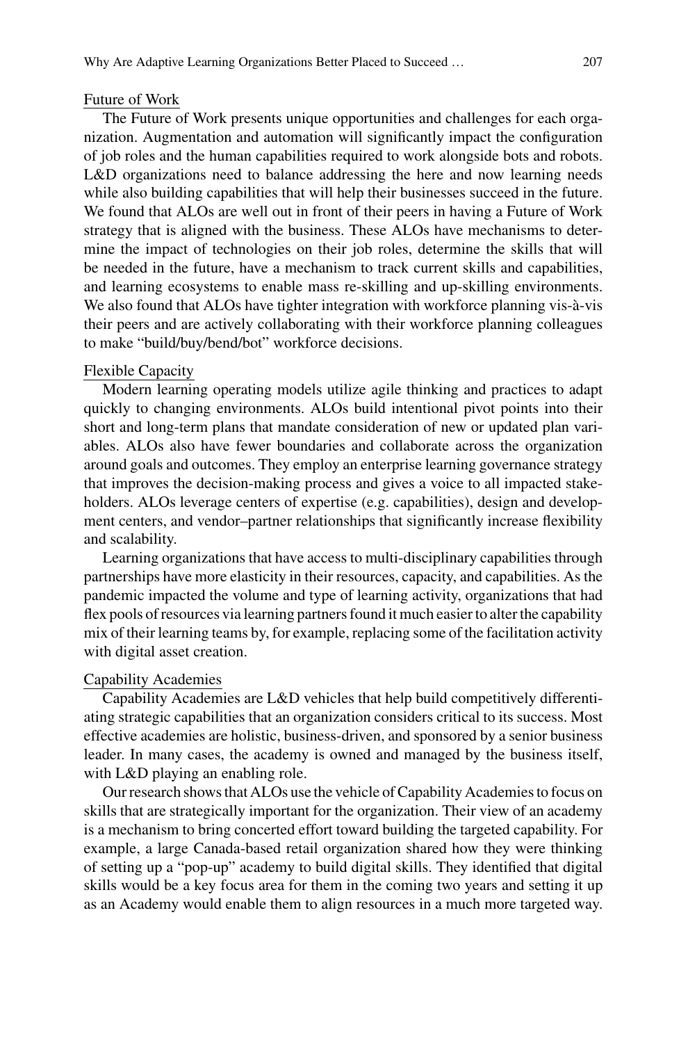Future of Work

The Future of Work presents unique opportunities and challenges for each organization. Augmentation and automation will significantly impact the configuration of job roles and the human capabilities required to work alongside bots and robots. L&D organizations need to balance addressing the here and now learning needs while also building capabilities that will help their businesses succeed in the future. We found that ALOs are well out in front of their peers in having a Future of Work strategy that is aligned with the business. These ALOs have mechanisms to determine the impact of technologies on their job roles, determine the skills that will be needed in the future, have a mechanism to track current skills and capabilities, and learning ecosystems to enable mass re-skilling and up-skilling environments. We also found that ALOs have tighter integration with workforce planning vis-à-vis their peers and are actively collaborating with their workforce planning colleagues to make "build/buy/bend/bot" workforce decisions.

Flexible Capacity

Modern learning operating models utilize agile thinking and practices to adapt quickly to changing environments. ALOs build intentional pivot points into their short and long-term plans that mandate consideration of new or updated plan variables. ALOs also have fewer boundaries and collaborate across the organization around goals and outcomes. They employ an enterprise learning governance strategy that improves the decision-making process and gives a voice to all impacted stakeholders. ALOs leverage centers of expertise (e.g. capabilities), design and development centers, and vendor–partner relationships that significantly increase flexibility and scalability.

Learning organizations that have access to multi-disciplinary capabilities through partnerships have more elasticity in their resources, capacity, and capabilities. As the pandemic impacted the volume and type of learning activity, organizations that had flex pools of resources via learning partners found it much easier to alter the capability mix of their learning teams by, for example, replacing some of the facilitation activity with digital asset creation.

Capability Academies

Capability Academies are L&D vehicles that help build competitively differentiating strategic capabilities that an organization considers critical to its success. Most effective academies are holistic, business-driven, and sponsored by a senior business leader. In many cases, the academy is owned and managed by the business itself, with L&D playing an enabling role.

Our research shows that ALOs use the vehicle of Capability Academies to focus on skills that are strategically important for the organization. Their view of an academy is a mechanism to bring concerted effort toward building the targeted capability. For example, a large Canada-based retail organization shared how they were thinking of setting up a "pop-up" academy to build digital skills. They identified that digital skills would be a key focus area for them in the coming two years and setting it up as an Academy would enable them to align resources in a much more targeted way.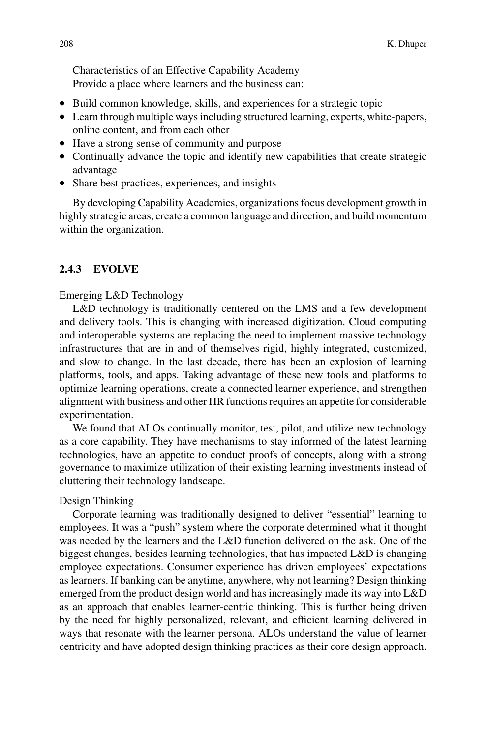Characteristics of an Effective Capability Academy
Provide a place where learners and the business can:

- Build common knowledge, skills, and experiences for a strategic topic
- Learn through multiple ways including structured learning, experts, white-papers, online content, and from each other
- Have a strong sense of community and purpose
- Continually advance the topic and identify new capabilities that create strategic advantage
- Share best practices, experiences, and insights

By developing Capability Academies, organizations focus development growth in highly strategic areas, create a common language and direction, and build momentum within the organization.

### 2.4.3 EVOLVE

<u>Emerging L&D Technology</u>

L&D technology is traditionally centered on the LMS and a few development and delivery tools. This is changing with increased digitization. Cloud computing and interoperable systems are replacing the need to implement massive technology infrastructures that are in and of themselves rigid, highly integrated, customized, and slow to change. In the last decade, there has been an explosion of learning platforms, tools, and apps. Taking advantage of these new tools and platforms to optimize learning operations, create a connected learner experience, and strengthen alignment with business and other HR functions requires an appetite for considerable experimentation.

We found that ALOs continually monitor, test, pilot, and utilize new technology as a core capability. They have mechanisms to stay informed of the latest learning technologies, have an appetite to conduct proofs of concepts, along with a strong governance to maximize utilization of their existing learning investments instead of cluttering their technology landscape.

<u>Design Thinking</u>

Corporate learning was traditionally designed to deliver "essential" learning to employees. It was a "push" system where the corporate determined what it thought was needed by the learners and the L&D function delivered on the ask. One of the biggest changes, besides learning technologies, that has impacted L&D is changing employee expectations. Consumer experience has driven employees' expectations as learners. If banking can be anytime, anywhere, why not learning? Design thinking emerged from the product design world and has increasingly made its way into L&D as an approach that enables learner-centric thinking. This is further being driven by the need for highly personalized, relevant, and efficient learning delivered in ways that resonate with the learner persona. ALOs understand the value of learner centricity and have adopted design thinking practices as their core design approach.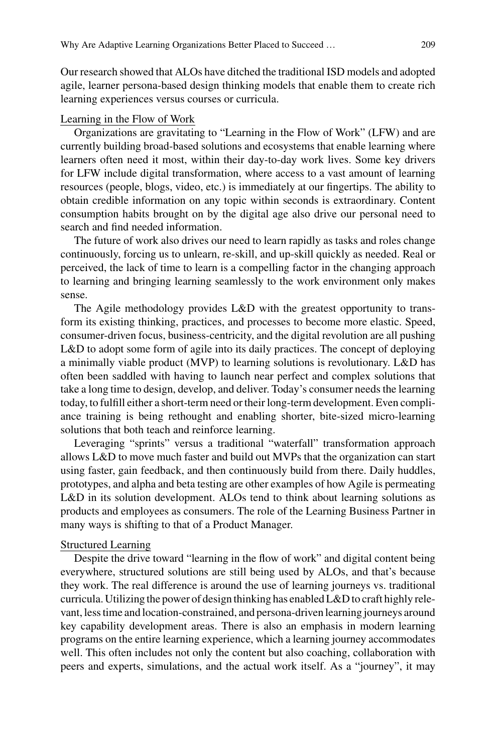Our research showed that ALOs have ditched the traditional ISD models and adopted agile, learner persona-based design thinking models that enable them to create rich learning experiences versus courses or curricula.

Learning in the Flow of Work

Organizations are gravitating to "Learning in the Flow of Work" (LFW) and are currently building broad-based solutions and ecosystems that enable learning where learners often need it most, within their day-to-day work lives. Some key drivers for LFW include digital transformation, where access to a vast amount of learning resources (people, blogs, video, etc.) is immediately at our fingertips. The ability to obtain credible information on any topic within seconds is extraordinary. Content consumption habits brought on by the digital age also drive our personal need to search and find needed information.

The future of work also drives our need to learn rapidly as tasks and roles change continuously, forcing us to unlearn, re-skill, and up-skill quickly as needed. Real or perceived, the lack of time to learn is a compelling factor in the changing approach to learning and bringing learning seamlessly to the work environment only makes sense.

The Agile methodology provides L&D with the greatest opportunity to transform its existing thinking, practices, and processes to become more elastic. Speed, consumer-driven focus, business-centricity, and the digital revolution are all pushing L&D to adopt some form of agile into its daily practices. The concept of deploying a minimally viable product (MVP) to learning solutions is revolutionary. L&D has often been saddled with having to launch near perfect and complex solutions that take a long time to design, develop, and deliver. Today's consumer needs the learning today, to fulfill either a short-term need or their long-term development. Even compliance training is being rethought and enabling shorter, bite-sized micro-learning solutions that both teach and reinforce learning.

Leveraging "sprints" versus a traditional "waterfall" transformation approach allows L&D to move much faster and build out MVPs that the organization can start using faster, gain feedback, and then continuously build from there. Daily huddles, prototypes, and alpha and beta testing are other examples of how Agile is permeating L&D in its solution development. ALOs tend to think about learning solutions as products and employees as consumers. The role of the Learning Business Partner in many ways is shifting to that of a Product Manager.

Structured Learning

Despite the drive toward "learning in the flow of work" and digital content being everywhere, structured solutions are still being used by ALOs, and that's because they work. The real difference is around the use of learning journeys vs. traditional curricula. Utilizing the power of design thinking has enabled L&D to craft highly relevant, less time and location-constrained, and persona-driven learning journeys around key capability development areas. There is also an emphasis in modern learning programs on the entire learning experience, which a learning journey accommodates well. This often includes not only the content but also coaching, collaboration with peers and experts, simulations, and the actual work itself. As a "journey", it may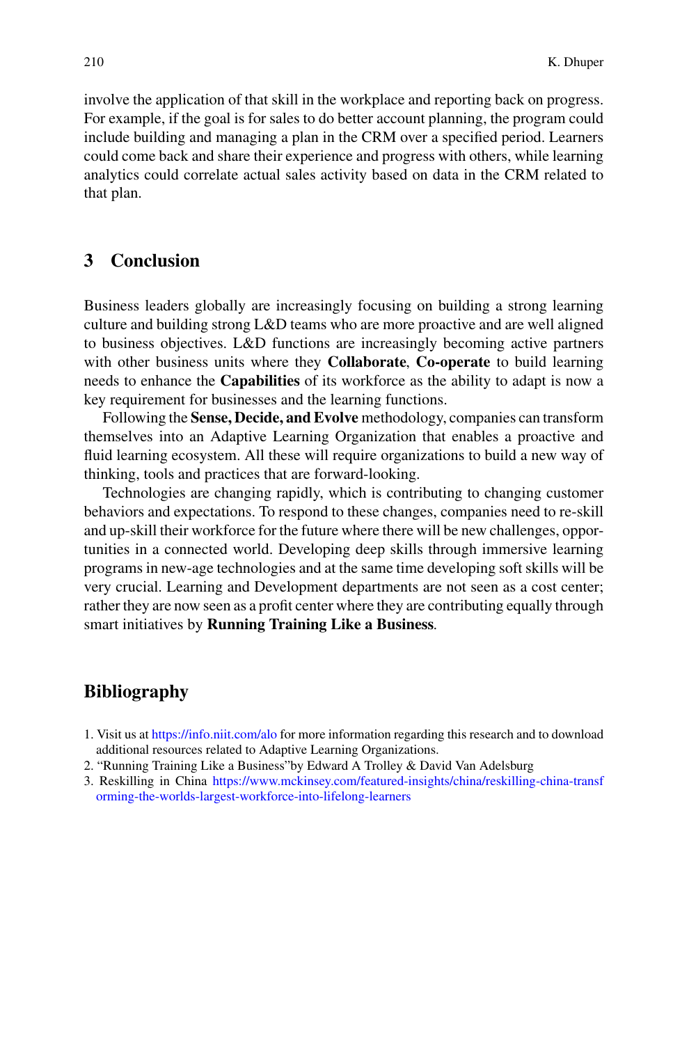involve the application of that skill in the workplace and reporting back on progress. For example, if the goal is for sales to do better account planning, the program could include building and managing a plan in the CRM over a specified period. Learners could come back and share their experience and progress with others, while learning analytics could correlate actual sales activity based on data in the CRM related to that plan.

## 3 Conclusion

Business leaders globally are increasingly focusing on building a strong learning culture and building strong L&D teams who are more proactive and are well aligned to business objectives. L&D functions are increasingly becoming active partners with other business units where they **Collaborate**, **Co-operate** to build learning needs to enhance the **Capabilities** of its workforce as the ability to adapt is now a key requirement for businesses and the learning functions.

Following the **Sense, Decide, and Evolve** methodology, companies can transform themselves into an Adaptive Learning Organization that enables a proactive and fluid learning ecosystem. All these will require organizations to build a new way of thinking, tools and practices that are forward-looking.

Technologies are changing rapidly, which is contributing to changing customer behaviors and expectations. To respond to these changes, companies need to re-skill and up-skill their workforce for the future where there will be new challenges, opportunities in a connected world. Developing deep skills through immersive learning programs in new-age technologies and at the same time developing soft skills will be very crucial. Learning and Development departments are not seen as a cost center; rather they are now seen as a profit center where they are contributing equally through smart initiatives by **Running Training Like a Business**.

## Bibliography

1. Visit us at https://info.niit.com/alo for more information regarding this research and to download additional resources related to Adaptive Learning Organizations.
2. "Running Training Like a Business"by Edward A Trolley & David Van Adelsburg
3. Reskilling in China https://www.mckinsey.com/featured-insights/china/reskilling-china-transforming-the-worlds-largest-workforce-into-lifelong-learners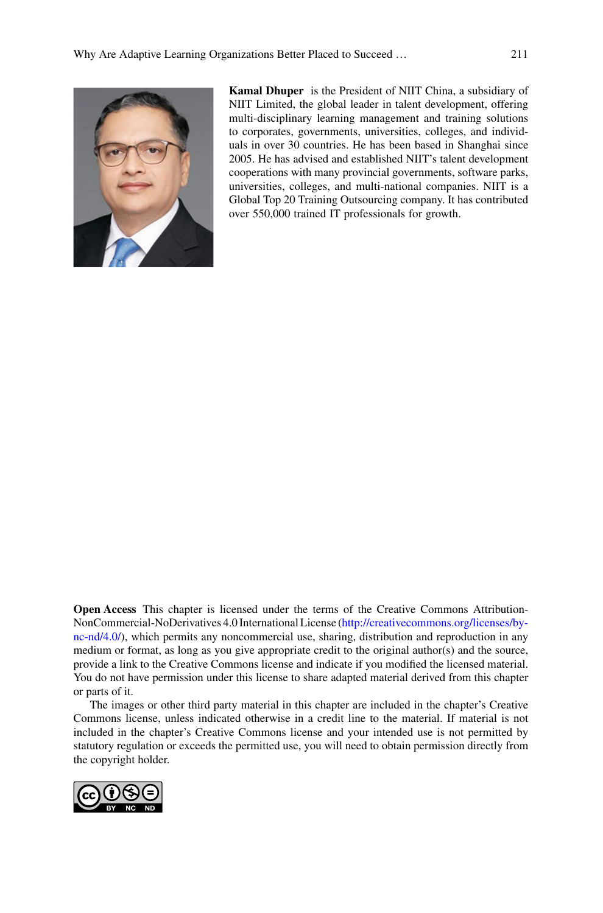**Kamal Dhuper** is the President of NIIT China, a subsidiary of NIIT Limited, the global leader in talent development, offering multi-disciplinary learning management and training solutions to corporates, governments, universities, colleges, and individuals in over 30 countries. He has been based in Shanghai since 2005. He has advised and established NIIT's talent development cooperations with many provincial governments, software parks, universities, colleges, and multi-national companies. NIIT is a Global Top 20 Training Outsourcing company. It has contributed over 550,000 trained IT professionals for growth.

**Open Access** This chapter is licensed under the terms of the Creative Commons Attribution-NonCommercial-NoDerivatives 4.0 International License (http://creativecommons.org/licenses/by-nc-nd/4.0/), which permits any noncommercial use, sharing, distribution and reproduction in any medium or format, as long as you give appropriate credit to the original author(s) and the source, provide a link to the Creative Commons license and indicate if you modified the licensed material. You do not have permission under this license to share adapted material derived from this chapter or parts of it.

The images or other third party material in this chapter are included in the chapter's Creative Commons license, unless indicated otherwise in a credit line to the material. If material is not included in the chapter's Creative Commons license and your intended use is not permitted by statutory regulation or exceeds the permitted use, you will need to obtain permission directly from the copyright holder.